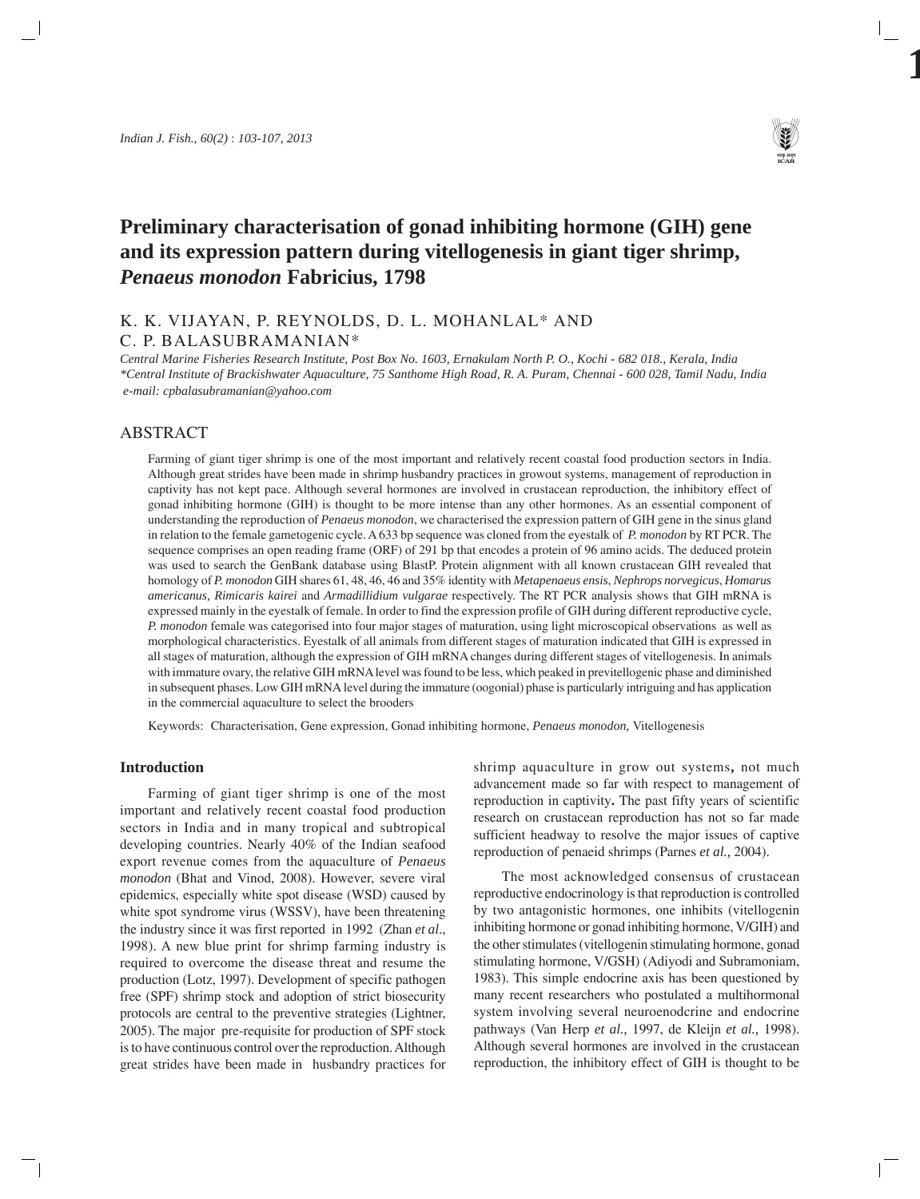# Preliminary characterisation of gonad inhibiting hormone (GIH) gene and its expression pattern during vitellogenesis in giant tiger shrimp, *Penaeus monodon* Fabricius, 1798

K. K. VIJAYAN, P. REYNOLDS, D. L. MOHANLAL* AND C. P. BALASUBRAMANIAN*

*Central Marine Fisheries Research Institute, Post Box No. 1603, Ernakulam North P. O., Kochi - 682 018., Kerala, India*
*\*Central Institute of Brackishwater Aquaculture, 75 Santhome High Road, R. A. Puram, Chennai - 600 028, Tamil Nadu, India*
*e-mail: cpbalasubramanian@yahoo.com*

## ABSTRACT

Farming of giant tiger shrimp is one of the most important and relatively recent coastal food production sectors in India. Although great strides have been made in shrimp husbandry practices in growout systems, management of reproduction in captivity has not kept pace. Although several hormones are involved in crustacean reproduction, the inhibitory effect of gonad inhibiting hormone (GIH) is thought to be more intense than any other hormones. As an essential component of understanding the reproduction of *Penaeus monodon*, we characterised the expression pattern of GIH gene in the sinus gland in relation to the female gametogenic cycle. A 633 bp sequence was cloned from the eyestalk of *P. monodon* by RT PCR. The sequence comprises an open reading frame (ORF) of 291 bp that encodes a protein of 96 amino acids. The deduced protein was used to search the GenBank database using BlastP. Protein alignment with all known crustacean GIH revealed that homology of *P. monodon* GIH shares 61, 48, 46, 46 and 35% identity with *Metapenaeus ensis*, *Nephrops norvegicus*, *Homarus americanus, Rimicaris kairei* and *Armadillidium vulgarae* respectively. The RT PCR analysis shows that GIH mRNA is expressed mainly in the eyestalk of female. In order to find the expression profile of GIH during different reproductive cycle, *P. monodon* female was categorised into four major stages of maturation, using light microscopical observations as well as morphological characteristics. Eyestalk of all animals from different stages of maturation indicated that GIH is expressed in all stages of maturation, although the expression of GIH mRNA changes during different stages of vitellogenesis. In animals with immature ovary, the relative GIH mRNA level was found to be less, which peaked in previtellogenic phase and diminished in subsequent phases. Low GIH mRNA level during the immature (oogonial) phase is particularly intriguing and has application in the commercial aquaculture to select the brooders

Keywords: Characterisation, Gene expression, Gonad inhibiting hormone, *Penaeus monodon,* Vitellogenesis

## Introduction

Farming of giant tiger shrimp is one of the most important and relatively recent coastal food production sectors in India and in many tropical and subtropical developing countries. Nearly 40% of the Indian seafood export revenue comes from the aquaculture of *Penaeus monodon* (Bhat and Vinod, 2008). However, severe viral epidemics, especially white spot disease (WSD) caused by white spot syndrome virus (WSSV), have been threatening the industry since it was first reported in 1992 (Zhan *et al*., 1998). A new blue print for shrimp farming industry is required to overcome the disease threat and resume the production (Lotz, 1997). Development of specific pathogen free (SPF) shrimp stock and adoption of strict biosecurity protocols are central to the preventive strategies (Lightner, 2005). The major pre-requisite for production of SPF stock is to have continuous control over the reproduction. Although great strides have been made in husbandry practices for shrimp aquaculture in grow out systems**,** not much advancement made so far with respect to management of reproduction in captivity**.** The past fifty years of scientific research on crustacean reproduction has not so far made sufficient headway to resolve the major issues of captive reproduction of penaeid shrimps (Parnes *et al.,* 2004).

The most acknowledged consensus of crustacean reproductive endocrinology is that reproduction is controlled by two antagonistic hormones, one inhibits (vitellogenin inhibiting hormone or gonad inhibiting hormone, V/GIH) and the other stimulates (vitellogenin stimulating hormone, gonad stimulating hormone, V/GSH) (Adiyodi and Subramoniam, 1983). This simple endocrine axis has been questioned by many recent researchers who postulated a multihormonal system involving several neuroenodcrine and endocrine pathways (Van Herp *et al.,* 1997, de Kleijn *et al.,* 1998). Although several hormones are involved in the crustacean reproduction, the inhibitory effect of GIH is thought to be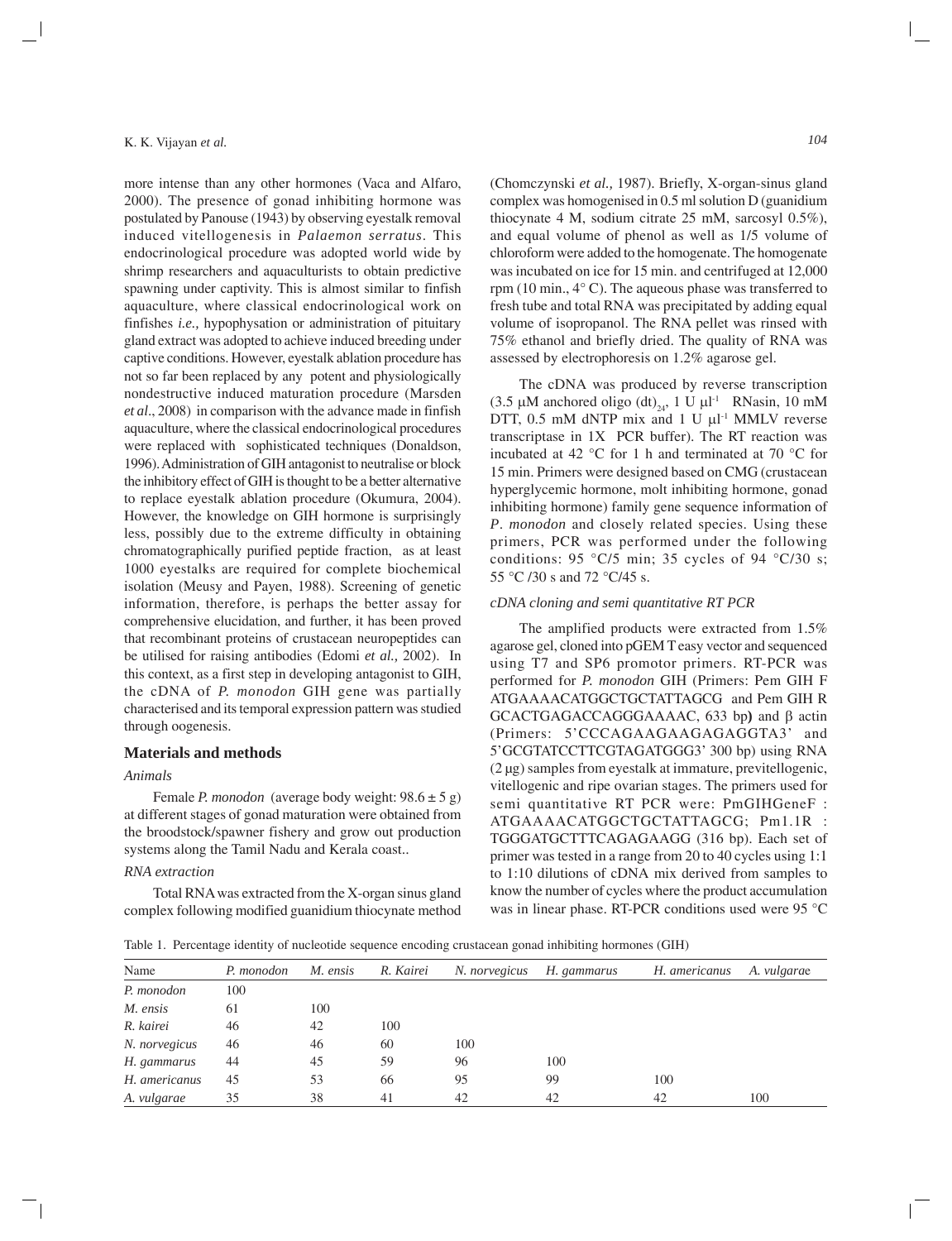more intense than any other hormones (Vaca and Alfaro, 2000). The presence of gonad inhibiting hormone was postulated by Panouse (1943) by observing eyestalk removal induced vitellogenesis in *Palaemon serratus*. This endocrinological procedure was adopted world wide by shrimp researchers and aquaculturists to obtain predictive spawning under captivity. This is almost similar to finfish aquaculture, where classical endocrinological work on finfishes *i.e.,* hypophysation or administration of pituitary gland extract was adopted to achieve induced breeding under captive conditions. However, eyestalk ablation procedure has not so far been replaced by any potent and physiologically nondestructive induced maturation procedure (Marsden *et al*., 2008) in comparison with the advance made in finfish aquaculture, where the classical endocrinological procedures were replaced with sophisticated techniques (Donaldson, 1996). Administration of GIH antagonist to neutralise or block the inhibitory effect of GIH is thought to be a better alternative to replace eyestalk ablation procedure (Okumura, 2004). However, the knowledge on GIH hormone is surprisingly less, possibly due to the extreme difficulty in obtaining chromatographically purified peptide fraction, as at least 1000 eyestalks are required for complete biochemical isolation (Meusy and Payen, 1988). Screening of genetic information, therefore, is perhaps the better assay for comprehensive elucidation, and further, it has been proved that recombinant proteins of crustacean neuropeptides can be utilised for raising antibodies (Edomi *et al.,* 2002). In this context, as a first step in developing antagonist to GIH, the cDNA of *P. monodon* GIH gene was partially characterised and its temporal expression pattern was studied through oogenesis.

## Materials and methods

### *Animals*

Female *P. monodon* (average body weight: 98.6 ± 5 g) at different stages of gonad maturation were obtained from the broodstock/spawner fishery and grow out production systems along the Tamil Nadu and Kerala coast..

### *RNA extraction*

Total RNA was extracted from the X-organ sinus gland complex following modified guanidium thiocynate method (Chomczynski *et al.,* 1987). Briefly, X-organ-sinus gland complex was homogenised in 0.5 ml solution D (guanidium thiocynate 4 M, sodium citrate 25 mM, sarcosyl 0.5%), and equal volume of phenol as well as 1/5 volume of chloroform were added to the homogenate. The homogenate was incubated on ice for 15 min. and centrifuged at 12,000 rpm (10 min., 4° C). The aqueous phase was transferred to fresh tube and total RNA was precipitated by adding equal volume of isopropanol. The RNA pellet was rinsed with 75% ethanol and briefly dried. The quality of RNA was assessed by electrophoresis on 1.2% agarose gel.

The cDNA was produced by reverse transcription (3.5 μM anchored oligo $(dt)_{24}$, 1 U $\mu l^{-1}$ RNasin, 10 mM DTT, 0.5 mM dNTP mix and 1 U $\mu l^{-1}$ MMLV reverse transcriptase in 1X PCR buffer). The RT reaction was incubated at 42 °C for 1 h and terminated at 70 °C for 15 min. Primers were designed based on CMG (crustacean hyperglycemic hormone, molt inhibiting hormone, gonad inhibiting hormone) family gene sequence information of *P. monodon* and closely related species. Using these primers, PCR was performed under the following conditions: 95 °C/5 min; 35 cycles of 94 °C/30 s; 55 °C /30 s and 72 °C/45 s.

### *cDNA cloning and semi quantitative RT PCR*

The amplified products were extracted from 1.5% agarose gel, cloned into pGEM T easy vector and sequenced using T7 and SP6 promotor primers. RT-PCR was performed for *P. monodon* GIH (Primers: Pem GIH F ATGAAAACATGGCTGCTATTAGCG and Pem GIH R GCACTGAGACCAGGGAAAAC, 633 bp**)** and β actin (Primers: 5'CCCAGAAGAAGAGAGGTA3' and 5'GCGTATCCTTCGTAGATGGG3' 300 bp) using RNA (2 μg) samples from eyestalk at immature, previtellogenic, vitellogenic and ripe ovarian stages. The primers used for semi quantitative RT PCR were: PmGIHGeneF : ATGAAAACATGGCTGCTATTAGCG; Pm1.1R : TGGGATGCTTTCAGAGAAGG (316 bp). Each set of primer was tested in a range from 20 to 40 cycles using 1:1 to 1:10 dilutions of cDNA mix derived from samples to know the number of cycles where the product accumulation was in linear phase. RT-PCR conditions used were 95 °C

Table 1. Percentage identity of nucleotide sequence encoding crustacean gonad inhibiting hormones (GIH)

| Name | *P. monodon* | *M. ensis* | *R. Kairei* | *N. norvegicus* | *H. gammarus* | *H. americanus* | *A. vulgarae* |
|---|---|---|---|---|---|---|---|
| *P. monodon* | 100 | | | | | | |
| *M. ensis* | 61 | 100 | | | | | |
| *R. kairei* | 46 | 42 | 100 | | | | |
| *N. norvegicus* | 46 | 46 | 60 | 100 | | | |
| *H. gammarus* | 44 | 45 | 59 | 96 | 100 | | |
| *H. americanus* | 45 | 53 | 66 | 95 | 99 | 100 | |
| *A. vulgarae* | 35 | 38 | 41 | 42 | 42 | 42 | 100 |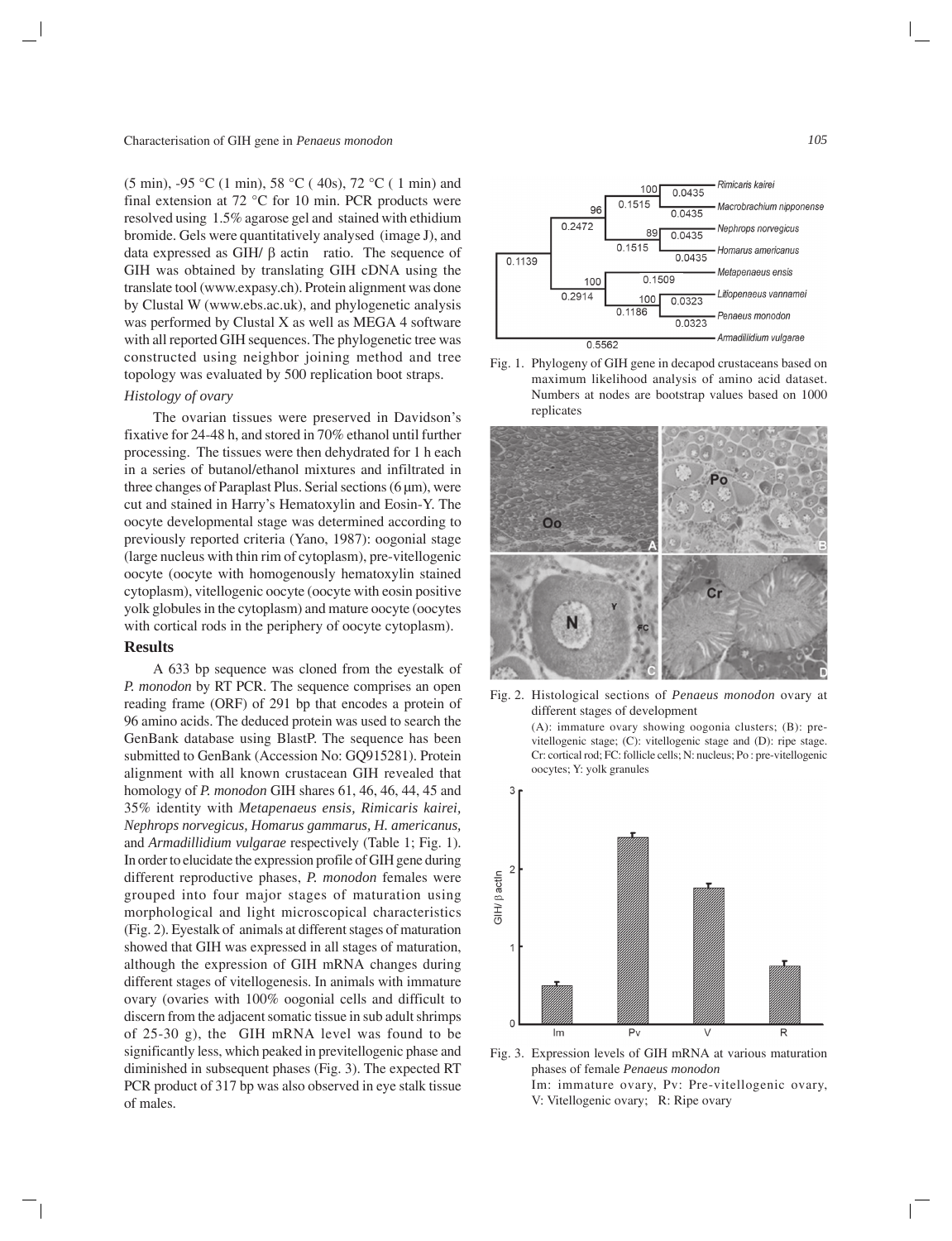(5 min), -95 °C (1 min), 58 °C ( 40s), 72 °C ( 1 min) and final extension at 72 °C for 10 min. PCR products were resolved using 1.5% agarose gel and stained with ethidium bromide. Gels were quantitatively analysed (image J), and data expressed as GIH/ β actin ratio. The sequence of GIH was obtained by translating GIH cDNA using the translate tool (www.expasy.ch). Protein alignment was done by Clustal W (www.ebs.ac.uk), and phylogenetic analysis was performed by Clustal X as well as MEGA 4 software with all reported GIH sequences. The phylogenetic tree was constructed using neighbor joining method and tree topology was evaluated by 500 replication boot straps.

*Histology of ovary*

The ovarian tissues were preserved in Davidson's fixative for 24-48 h, and stored in 70% ethanol until further processing. The tissues were then dehydrated for 1 h each in a series of butanol/ethanol mixtures and infiltrated in three changes of Paraplast Plus. Serial sections (6 µm), were cut and stained in Harry's Hematoxylin and Eosin-Y. The oocyte developmental stage was determined according to previously reported criteria (Yano, 1987): oogonial stage (large nucleus with thin rim of cytoplasm), pre-vitellogenic oocyte (oocyte with homogenously hematoxylin stained cytoplasm), vitellogenic oocyte (oocyte with eosin positive yolk globules in the cytoplasm) and mature oocyte (oocytes with cortical rods in the periphery of oocyte cytoplasm).

## Results

A 633 bp sequence was cloned from the eyestalk of *P. monodon* by RT PCR. The sequence comprises an open reading frame (ORF) of 291 bp that encodes a protein of 96 amino acids. The deduced protein was used to search the GenBank database using BlastP. The sequence has been submitted to GenBank (Accession No: GQ915281). Protein alignment with all known crustacean GIH revealed that homology of *P. monodon* GIH shares 61, 46, 46, 44, 45 and 35% identity with *Metapenaeus ensis, Rimicaris kairei, Nephrops norvegicus, Homarus gammarus, H. americanus,* and *Armadillidium vulgarae* respectively (Table 1; Fig. 1). In order to elucidate the expression profile of GIH gene during different reproductive phases, *P. monodon* females were grouped into four major stages of maturation using morphological and light microscopical characteristics (Fig. 2). Eyestalk of animals at different stages of maturation showed that GIH was expressed in all stages of maturation, although the expression of GIH mRNA changes during different stages of vitellogenesis. In animals with immature ovary (ovaries with 100% oogonial cells and difficult to discern from the adjacent somatic tissue in sub adult shrimps of 25-30 g), the GIH mRNA level was found to be significantly less, which peaked in previtellogenic phase and diminished in subsequent phases (Fig. 3). The expected RT PCR product of 317 bp was also observed in eye stalk tissue of males.

Fig. 1. Phylogeny of GIH gene in decapod crustaceans based on maximum likelihood analysis of amino acid dataset. Numbers at nodes are bootstrap values based on 1000 replicates

Fig. 2. Histological sections of *Penaeus monodon* ovary at different stages of development
(A): immature ovary showing oogonia clusters; (B): pre-vitellogenic stage; (C): vitellogenic stage and (D): ripe stage. Cr: cortical rod; FC: follicle cells; N: nucleus; Po : pre-vitellogenic oocytes; Y: yolk granules

Fig. 3. Expression levels of GIH mRNA at various maturation phases of female *Penaeus monodon*
Im: immature ovary, Pv: Pre-vitellogenic ovary, V: Vitellogenic ovary; R: Ripe ovary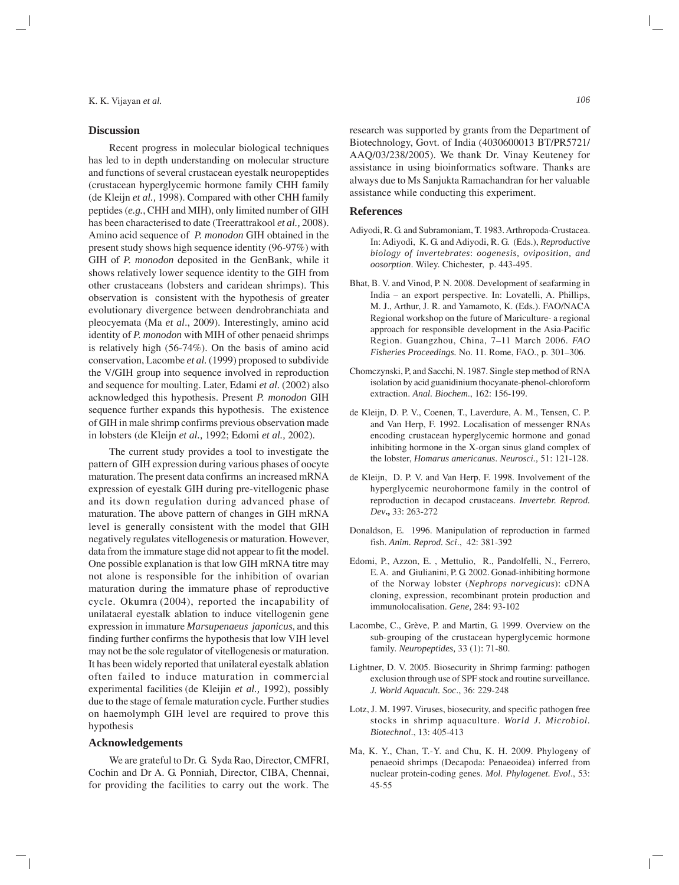## Discussion

Recent progress in molecular biological techniques has led to in depth understanding on molecular structure and functions of several crustacean eyestalk neuropeptides (crustacean hyperglycemic hormone family CHH family (de Kleijn *et al.,* 1998). Compared with other CHH family peptides (*e.g.*, CHH and MIH), only limited number of GIH has been characterised to date (Treerattrakool *et al.,* 2008). Amino acid sequence of *P. monodon* GIH obtained in the present study shows high sequence identity (96-97%) with GIH of *P. monodon* deposited in the GenBank, while it shows relatively lower sequence identity to the GIH from other crustaceans (lobsters and caridean shrimps). This observation is consistent with the hypothesis of greater evolutionary divergence between dendrobranchiata and pleocyemata (Ma *et al*., 2009). Interestingly, amino acid identity of *P. monodon* with MIH of other penaeid shrimps is relatively high (56-74%). On the basis of amino acid conservation, Lacombe *et al.* (1999) proposed to subdivide the V/GIH group into sequence involved in reproduction and sequence for moulting. Later, Edami *et al.* (2002) also acknowledged this hypothesis. Present *P. monodon* GIH sequence further expands this hypothesis. The existence of GIH in male shrimp confirms previous observation made in lobsters (de Kleijn *et al.,* 1992; Edomi *et al.,* 2002).

The current study provides a tool to investigate the pattern of GIH expression during various phases of oocyte maturation. The present data confirms an increased mRNA expression of eyestalk GIH during pre-vitellogenic phase and its down regulation during advanced phase of maturation. The above pattern of changes in GIH mRNA level is generally consistent with the model that GIH negatively regulates vitellogenesis or maturation. However, data from the immature stage did not appear to fit the model. One possible explanation is that low GIH mRNA titre may not alone is responsible for the inhibition of ovarian maturation during the immature phase of reproductive cycle. Okumra (2004), reported the incapability of unilataeral eyestalk ablation to induce vitellogenin gene expression in immature *Marsupenaeus japonicus*, and this finding further confirms the hypothesis that low VIH level may not be the sole regulator of vitellogenesis or maturation. It has been widely reported that unilateral eyestalk ablation often failed to induce maturation in commercial experimental facilities (de Kleijin *et al.,* 1992), possibly due to the stage of female maturation cycle. Further studies on haemolymph GIH level are required to prove this hypothesis

## Acknowledgements

We are grateful to Dr. G. Syda Rao, Director, CMFRI, Cochin and Dr A. G. Ponniah, Director, CIBA, Chennai, for providing the facilities to carry out the work. The research was supported by grants from the Department of Biotechnology, Govt. of India (4030600013 BT/PR5721/ AAQ/03/238/2005). We thank Dr. Vinay Keuteney for assistance in using bioinformatics software. Thanks are always due to Ms Sanjukta Ramachandran for her valuable assistance while conducting this experiment.

## References

Adiyodi, R. G. and Subramoniam, T. 1983. Arthropoda-Crustacea. In: Adiyodi, K. G. and Adiyodi, R. G. (Eds.), *Reproductive biology of invertebrates*: *oogenesis, oviposition, and oosorption*. Wiley. Chichester, p. 443-495.

Bhat, B. V. and Vinod, P. N. 2008. Development of seafarming in India – an export perspective. In: Lovatelli, A. Phillips, M. J., Arthur, J. R. and Yamamoto, K. (Eds.). FAO/NACA Regional workshop on the future of Mariculture- a regional approach for responsible development in the Asia-Pacific Region. Guangzhou, China, 7–11 March 2006. *FAO Fisheries Proceedings.* No. 11. Rome, FAO., p. 301–306.

Chomczynski, P, and Sacchi, N. 1987. Single step method of RNA isolation by acid guanidinium thocyanate-phenol-chloroform extraction. *Anal. Biochem.*, 162: 156-199.

de Kleijn, D. P. V., Coenen, T., Laverdure, A. M., Tensen, C. P. and Van Herp, F. 1992. Localisation of messenger RNAs encoding crustacean hyperglycemic hormone and gonad inhibiting hormone in the X-organ sinus gland complex of the lobster, *Homarus americanus*. *Neurosci.,* 51: 121-128.

de Kleijn, D. P. V. and Van Herp, F. 1998. Involvement of the hyperglycemic neurohormone family in the control of reproduction in decapod crustaceans. *Invertebr. Reprod. Dev.,* 33: 263-272

Donaldson, E. 1996. Manipulation of reproduction in farmed fish. *Anim. Reprod. Sci*., 42: 381-392

Edomi, P., Azzon, E. , Mettulio, R., Pandolfelli, N., Ferrero, E. A. and Giulianini, P. G. 2002. Gonad-inhibiting hormone of the Norway lobster (*Nephrops norvegicus*): cDNA cloning, expression, recombinant protein production and immunolocalisation. *Gene,* 284: 93-102

Lacombe, C., Grève, P. and Martin, G. 1999. Overview on the sub-grouping of the crustacean hyperglycemic hormone family. *Neuropeptides,* 33 (1): 71-80.

Lightner, D. V. 2005. Biosecurity in Shrimp farming: pathogen exclusion through use of SPF stock and routine surveillance. *J. World Aquacult. Soc*., 36: 229-248

Lotz, J. M. 1997. Viruses, biosecurity, and specific pathogen free stocks in shrimp aquaculture. *World J. Microbiol. Biotechnol*., 13: 405-413

Ma, K. Y., Chan, T.-Y. and Chu, K. H. 2009. Phylogeny of penaeoid shrimps (Decapoda: Penaeoidea) inferred from nuclear protein-coding genes. *Mol. Phylogenet. Evol*., 53: 45-55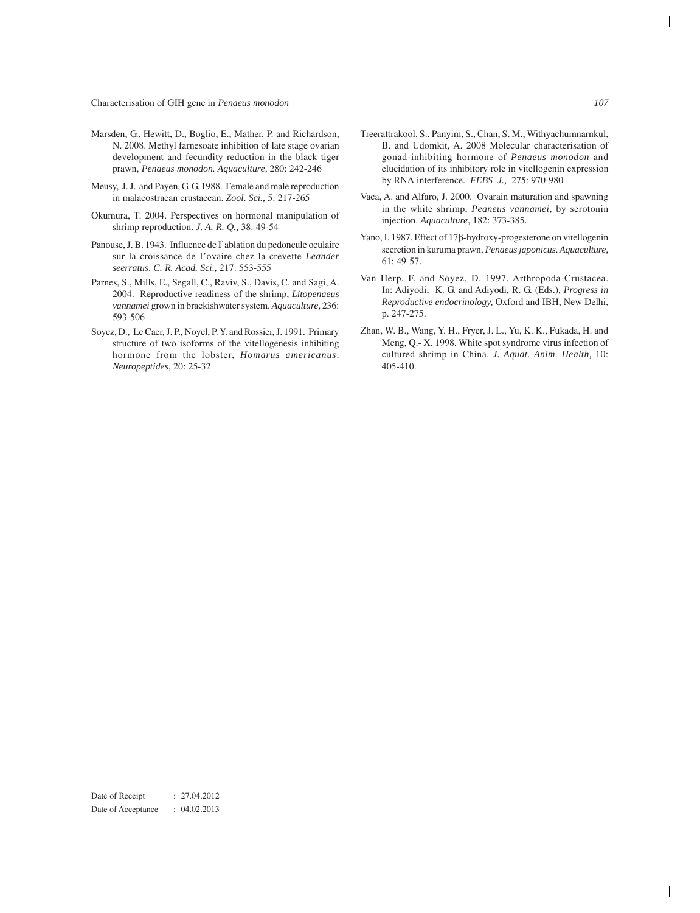Marsden, G., Hewitt, D., Boglio, E., Mather, P. and Richardson, N. 2008. Methyl farnesoate inhibition of late stage ovarian development and fecundity reduction in the black tiger prawn, *Penaeus monodon. Aquaculture,* 280: 242-246

Meusy, J. J. and Payen, G. G. 1988. Female and male reproduction in malacostracan crustacean. *Zool. Sci.,* 5: 217-265

Okumura, T. 2004. Perspectives on hormonal manipulation of shrimp reproduction. *J. A. R. Q.,* 38: 49-54

Panouse, J. B. 1943. Influence de I'ablation du pedoncule oculaire sur la croissance de I'ovaire chez la crevette *Leander seerratus. C. R. Acad. Sci.*, 217: 553-555

Parnes, S., Mills, E., Segall, C., Raviv, S., Davis, C. and Sagi, A. 2004. Reproductive readiness of the shrimp, *Litopenaeus vannamei* grown in brackishwater system. *Aquaculture,* 236: 593-506

Soyez, D., Le Caer, J. P., Noyel, P. Y. and Rossier, J. 1991. Primary structure of two isoforms of the vitellogenesis inhibiting hormone from the lobster, *Homarus americanus*. *Neuropeptides*, 20: 25-32

Treerattrakool, S., Panyim, S., Chan, S. M., Withyachumnarnkul, B. and Udomkit, A. 2008 Molecular characterisation of gonad-inhibiting hormone of *Penaeus monodon* and elucidation of its inhibitory role in vitellogenin expression by RNA interference. *FEBS J.,* 275: 970-980

Vaca, A. and Alfaro, J. 2000. Ovarain maturation and spawning in the white shrimp, *Peaneus vannamei*, by serotonin injection. *Aquaculture*, 182: 373-385.

Yano, I. 1987. Effect of 17β-hydroxy-progesterone on vitellogenin secretion in kuruma prawn, *Penaeus japonicus. Aquaculture,* 61: 49-57.

Van Herp, F. and Soyez, D. 1997. Arthropoda-Crustacea. In: Adiyodi, K. G. and Adiyodi, R. G. (Eds.), *Progress in Reproductive endocrinology,* Oxford and IBH, New Delhi, p. 247-275.

Zhan, W. B., Wang, Y. H., Fryer, J. L., Yu, K. K., Fukada, H. and Meng, Q.- X. 1998. White spot syndrome virus infection of cultured shrimp in China. *J. Aquat. Anim. Health,* 10: 405-410.

Date of Receipt : 27.04.2012

Date of Acceptance : 04.02.2013